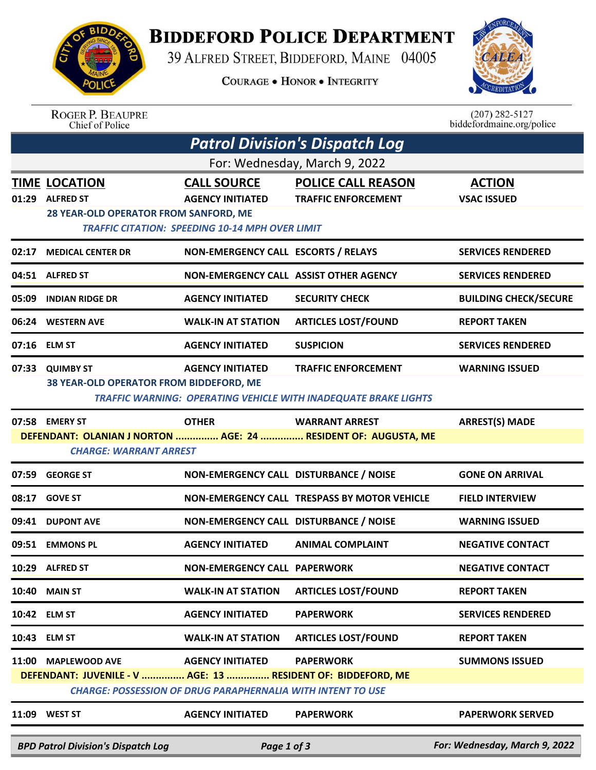# BIDDEFORD POLICE DEPARTMENT

39 ALFRED STREET, BIDDEFORD, MAINE 04005

COURAGE • HONOR • INTEGRITY

ROGER P. BEAUPRE
Chief of Police

(207) 282-5127
biddefordmaine.org/police

## *Patrol Division's Dispatch Log*

For: Wednesday, March 9, 2022

| TIME | LOCATION | CALL SOURCE | POLICE CALL REASON | ACTION |
|---|---|---|---|---|
| 01:29 | ALFRED ST | AGENCY INITIATED | TRAFFIC ENFORCEMENT | VSAC ISSUED |
| | 28 YEAR-OLD OPERATOR FROM SANFORD, ME | | | |
| | *TRAFFIC CITATION: SPEEDING 10-14 MPH OVER LIMIT* | | | |
| 02:17 | MEDICAL CENTER DR | NON-EMERGENCY CALL | ESCORTS / RELAYS | SERVICES RENDERED |
| 04:51 | ALFRED ST | NON-EMERGENCY CALL | ASSIST OTHER AGENCY | SERVICES RENDERED |
| 05:09 | INDIAN RIDGE DR | AGENCY INITIATED | SECURITY CHECK | BUILDING CHECK/SECURE |
| 06:24 | WESTERN AVE | WALK-IN AT STATION | ARTICLES LOST/FOUND | REPORT TAKEN |
| 07:16 | ELM ST | AGENCY INITIATED | SUSPICION | SERVICES RENDERED |
| 07:33 | QUIMBY ST | AGENCY INITIATED | TRAFFIC ENFORCEMENT | WARNING ISSUED |
| | 38 YEAR-OLD OPERATOR FROM BIDDEFORD, ME | | | |
| | *TRAFFIC WARNING: OPERATING VEHICLE WITH INADEQUATE BRAKE LIGHTS* | | | |
| 07:58 | EMERY ST | OTHER | WARRANT ARREST | ARREST(S) MADE |
| | DEFENDANT: OLANIAN J NORTON ............... AGE: 24 ............... RESIDENT OF: AUGUSTA, ME | | | |
| | *CHARGE: WARRANT ARREST* | | | |
| 07:59 | GEORGE ST | NON-EMERGENCY CALL | DISTURBANCE / NOISE | GONE ON ARRIVAL |
| 08:17 | GOVE ST | NON-EMERGENCY CALL | TRESPASS BY MOTOR VEHICLE | FIELD INTERVIEW |
| 09:41 | DUPONT AVE | NON-EMERGENCY CALL | DISTURBANCE / NOISE | WARNING ISSUED |
| 09:51 | EMMONS PL | AGENCY INITIATED | ANIMAL COMPLAINT | NEGATIVE CONTACT |
| 10:29 | ALFRED ST | NON-EMERGENCY CALL | PAPERWORK | NEGATIVE CONTACT |
| 10:40 | MAIN ST | WALK-IN AT STATION | ARTICLES LOST/FOUND | REPORT TAKEN |
| 10:42 | ELM ST | AGENCY INITIATED | PAPERWORK | SERVICES RENDERED |
| 10:43 | ELM ST | WALK-IN AT STATION | ARTICLES LOST/FOUND | REPORT TAKEN |
| 11:00 | MAPLEWOOD AVE | AGENCY INITIATED | PAPERWORK | SUMMONS ISSUED |
| | DEFENDANT: JUVENILE - V ............... AGE: 13 ............... RESIDENT OF: BIDDEFORD, ME | | | |
| | *CHARGE: POSSESSION OF DRUG PARAPHERNALIA WITH INTENT TO USE* | | | |
| 11:09 | WEST ST | AGENCY INITIATED | PAPERWORK | PAPERWORK SERVED |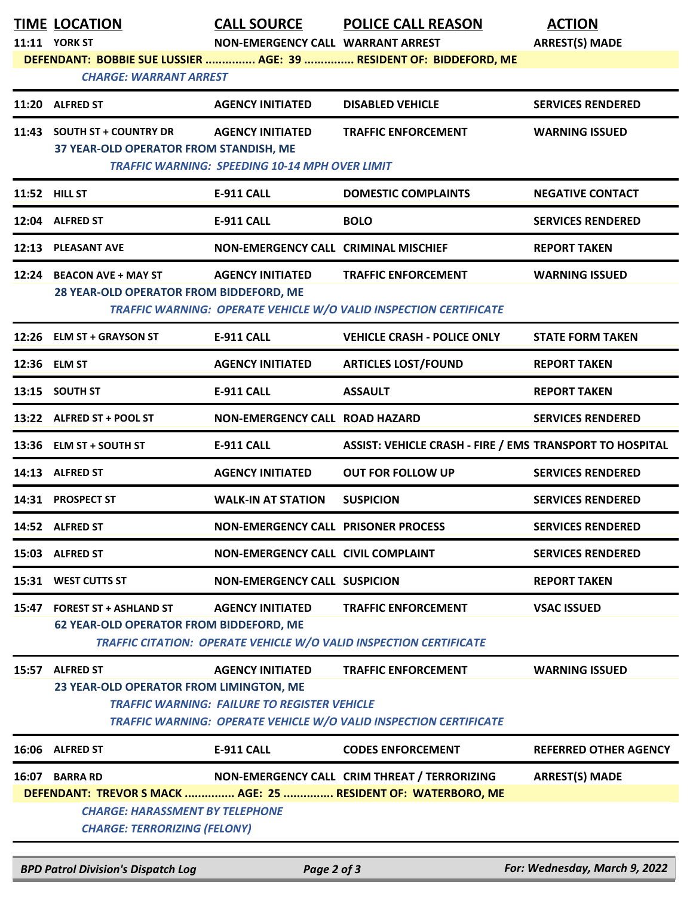| TIME | LOCATION | CALL SOURCE | POLICE CALL REASON | ACTION |
|---|---|---|---|---|
| 11:11 | YORK ST | NON-EMERGENCY CALL | WARRANT ARREST | ARREST(S) MADE |
| | DEFENDANT: BOBBIE SUE LUSSIER ............... AGE: 39 ............... RESIDENT OF: BIDDEFORD, ME | | | |
| | *CHARGE: WARRANT ARREST* | | | |
| 11:20 | ALFRED ST | AGENCY INITIATED | DISABLED VEHICLE | SERVICES RENDERED |
| 11:43 | SOUTH ST + COUNTRY DR | AGENCY INITIATED | TRAFFIC ENFORCEMENT | WARNING ISSUED |
| | 37 YEAR-OLD OPERATOR FROM STANDISH, ME | | | |
| | *TRAFFIC WARNING: SPEEDING 10-14 MPH OVER LIMIT* | | | |
| 11:52 | HILL ST | E-911 CALL | DOMESTIC COMPLAINTS | NEGATIVE CONTACT |
| 12:04 | ALFRED ST | E-911 CALL | BOLO | SERVICES RENDERED |
| 12:13 | PLEASANT AVE | NON-EMERGENCY CALL | CRIMINAL MISCHIEF | REPORT TAKEN |
| 12:24 | BEACON AVE + MAY ST | AGENCY INITIATED | TRAFFIC ENFORCEMENT | WARNING ISSUED |
| | 28 YEAR-OLD OPERATOR FROM BIDDEFORD, ME | | | |
| | *TRAFFIC WARNING: OPERATE VEHICLE W/O VALID INSPECTION CERTIFICATE* | | | |
| 12:26 | ELM ST + GRAYSON ST | E-911 CALL | VEHICLE CRASH - POLICE ONLY | STATE FORM TAKEN |
| 12:36 | ELM ST | AGENCY INITIATED | ARTICLES LOST/FOUND | REPORT TAKEN |
| 13:15 | SOUTH ST | E-911 CALL | ASSAULT | REPORT TAKEN |
| 13:22 | ALFRED ST + POOL ST | NON-EMERGENCY CALL | ROAD HAZARD | SERVICES RENDERED |
| 13:36 | ELM ST + SOUTH ST | E-911 CALL | ASSIST: VEHICLE CRASH - FIRE / EMS | TRANSPORT TO HOSPITAL |
| 14:13 | ALFRED ST | AGENCY INITIATED | OUT FOR FOLLOW UP | SERVICES RENDERED |
| 14:31 | PROSPECT ST | WALK-IN AT STATION | SUSPICION | SERVICES RENDERED |
| 14:52 | ALFRED ST | NON-EMERGENCY CALL | PRISONER PROCESS | SERVICES RENDERED |
| 15:03 | ALFRED ST | NON-EMERGENCY CALL | CIVIL COMPLAINT | SERVICES RENDERED |
| 15:31 | WEST CUTTS ST | NON-EMERGENCY CALL | SUSPICION | REPORT TAKEN |
| 15:47 | FOREST ST + ASHLAND ST | AGENCY INITIATED | TRAFFIC ENFORCEMENT | VSAC ISSUED |
| | 62 YEAR-OLD OPERATOR FROM BIDDEFORD, ME | | | |
| | *TRAFFIC CITATION: OPERATE VEHICLE W/O VALID INSPECTION CERTIFICATE* | | | |
| 15:57 | ALFRED ST | AGENCY INITIATED | TRAFFIC ENFORCEMENT | WARNING ISSUED |
| | 23 YEAR-OLD OPERATOR FROM LIMINGTON, ME | | | |
| | *TRAFFIC WARNING: FAILURE TO REGISTER VEHICLE* | | | |
| | *TRAFFIC WARNING: OPERATE VEHICLE W/O VALID INSPECTION CERTIFICATE* | | | |
| 16:06 | ALFRED ST | E-911 CALL | CODES ENFORCEMENT | REFERRED OTHER AGENCY |
| 16:07 | BARRA RD | NON-EMERGENCY CALL | CRIM THREAT / TERRORIZING | ARREST(S) MADE |
| | DEFENDANT: TREVOR S MACK ............... AGE: 25 ............... RESIDENT OF: WATERBORO, ME | | | |
| | *CHARGE: HARASSMENT BY TELEPHONE* | | | |
| | *CHARGE: TERRORIZING (FELONY)* | | | |

BPD Patrol Division's Dispatch Log — For: Wednesday, March 9, 2022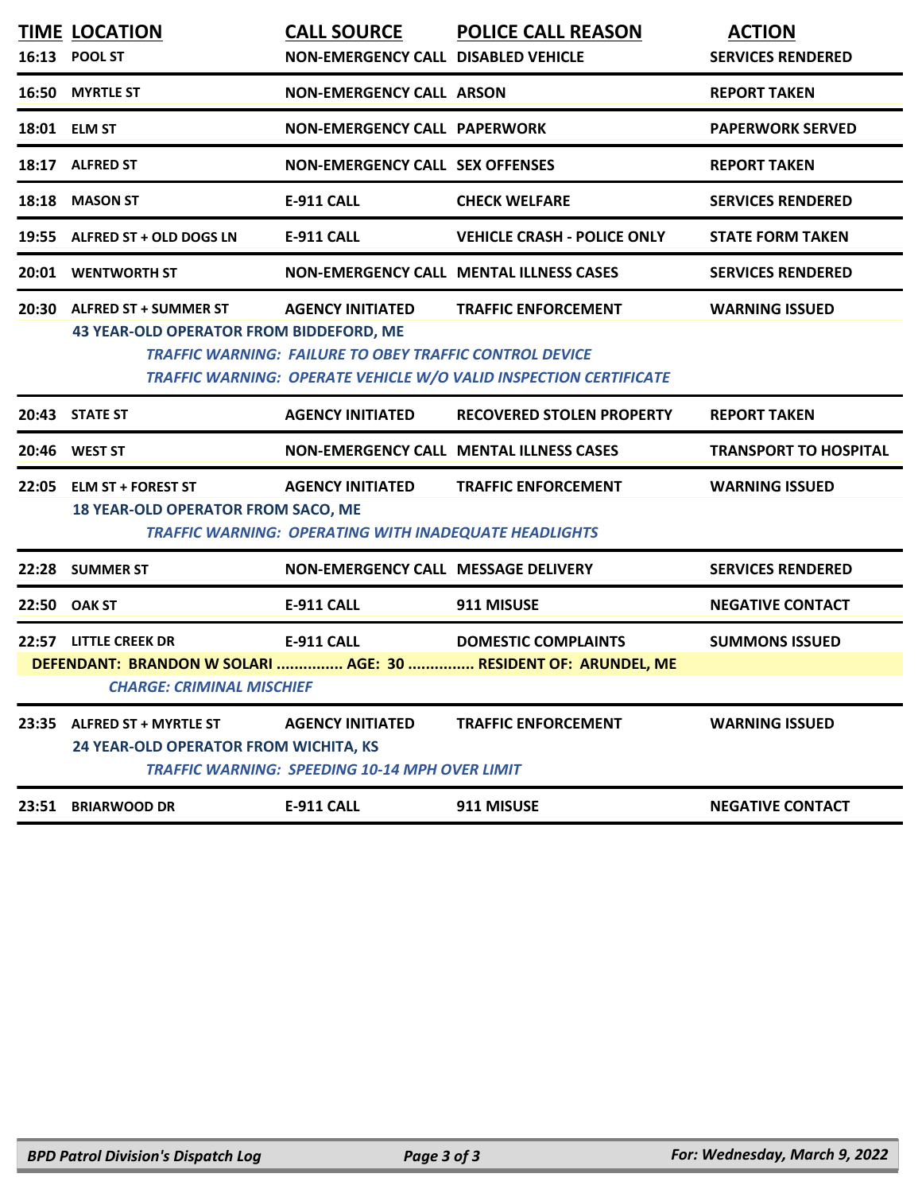| TIME | LOCATION | CALL SOURCE | POLICE CALL REASON | ACTION |
|---|---|---|---|---|
| 16:13 | POOL ST | NON-EMERGENCY CALL | DISABLED VEHICLE | SERVICES RENDERED |
| 16:50 | MYRTLE ST | NON-EMERGENCY CALL | ARSON | REPORT TAKEN |
| 18:01 | ELM ST | NON-EMERGENCY CALL | PAPERWORK | PAPERWORK SERVED |
| 18:17 | ALFRED ST | NON-EMERGENCY CALL | SEX OFFENSES | REPORT TAKEN |
| 18:18 | MASON ST | E-911 CALL | CHECK WELFARE | SERVICES RENDERED |
| 19:55 | ALFRED ST + OLD DOGS LN | E-911 CALL | VEHICLE CRASH - POLICE ONLY | STATE FORM TAKEN |
| 20:01 | WENTWORTH ST | NON-EMERGENCY CALL | MENTAL ILLNESS CASES | SERVICES RENDERED |
| 20:30 | ALFRED ST + SUMMER ST | AGENCY INITIATED | TRAFFIC ENFORCEMENT | WARNING ISSUED |
| | 43 YEAR-OLD OPERATOR FROM BIDDEFORD, ME<br>*TRAFFIC WARNING: FAILURE TO OBEY TRAFFIC CONTROL DEVICE*<br>*TRAFFIC WARNING: OPERATE VEHICLE W/O VALID INSPECTION CERTIFICATE* | | | |
| 20:43 | STATE ST | AGENCY INITIATED | RECOVERED STOLEN PROPERTY | REPORT TAKEN |
| 20:46 | WEST ST | NON-EMERGENCY CALL | MENTAL ILLNESS CASES | TRANSPORT TO HOSPITAL |
| 22:05 | ELM ST + FOREST ST | AGENCY INITIATED | TRAFFIC ENFORCEMENT | WARNING ISSUED |
| | 18 YEAR-OLD OPERATOR FROM SACO, ME<br>*TRAFFIC WARNING: OPERATING WITH INADEQUATE HEADLIGHTS* | | | |
| 22:28 | SUMMER ST | NON-EMERGENCY CALL | MESSAGE DELIVERY | SERVICES RENDERED |
| 22:50 | OAK ST | E-911 CALL | 911 MISUSE | NEGATIVE CONTACT |
| 22:57 | LITTLE CREEK DR | E-911 CALL | DOMESTIC COMPLAINTS | SUMMONS ISSUED |
| | DEFENDANT: BRANDON W SOLARI ............... AGE: 30 ............... RESIDENT OF: ARUNDEL, ME<br>*CHARGE: CRIMINAL MISCHIEF* | | | |
| 23:35 | ALFRED ST + MYRTLE ST | AGENCY INITIATED | TRAFFIC ENFORCEMENT | WARNING ISSUED |
| | 24 YEAR-OLD OPERATOR FROM WICHITA, KS<br>*TRAFFIC WARNING: SPEEDING 10-14 MPH OVER LIMIT* | | | |
| 23:51 | BRIARWOOD DR | E-911 CALL | 911 MISUSE | NEGATIVE CONTACT |

*BPD Patrol Division's Dispatch Log* — *For: Wednesday, March 9, 2022*